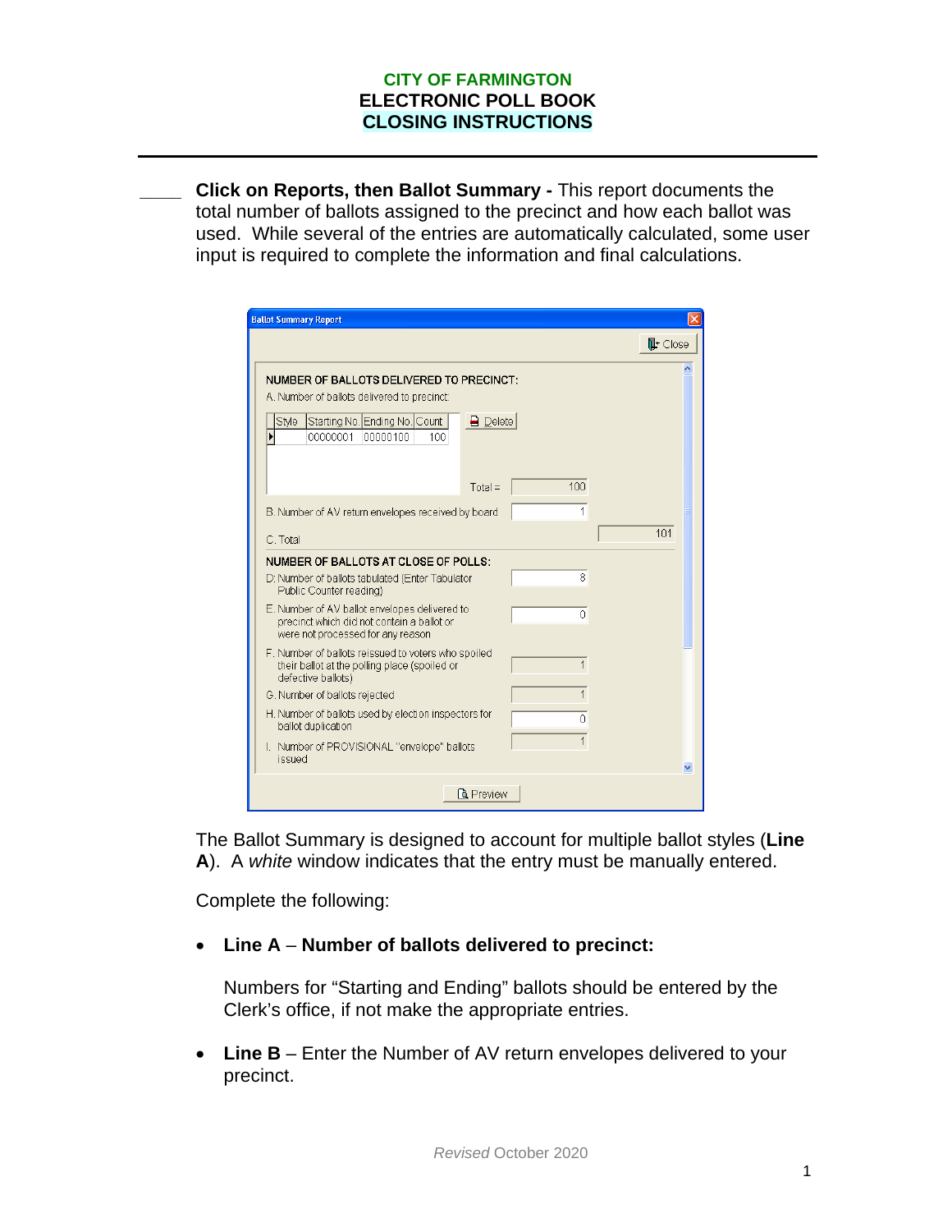**CITY OF FARMINGTON**
**ELECTRONIC POLL BOOK**
**CLOSING INSTRUCTIONS**

---

____ **Click on Reports, then Ballot Summary -** This report documents the total number of ballots assigned to the precinct and how each ballot was used. While several of the entries are automatically calculated, some user input is required to complete the information and final calculations.

**Ballot Summary Report**

NUMBER OF BALLOTS DELIVERED TO PRECINCT:

A. Number of ballots delivered to precinct:

| Style | Starting No. | Ending No. | Count |
|---|---|---|---|
| | 00000001 | 00000100 | 100 |

Total = 100

B. Number of AV return envelopes received by board: 1

C. Total: 101

NUMBER OF BALLOTS AT CLOSE OF POLLS:

D: Number of ballots tabulated (Enter Tabulator Public Counter reading): 8

E. Number of AV ballot envelopes delivered to precinct which did not contain a ballot or were not processed for any reason: 0

F. Number of ballots reissued to voters who spoiled their ballot at the polling place (spoiled or defective ballots): 1

G. Number of ballots rejected: 1

H. Number of ballots used by election inspectors for ballot duplication: 0

I. Number of PROVISIONAL "envelope" ballots issued: 1

The Ballot Summary is designed to account for multiple ballot styles (**Line A**). A *white* window indicates that the entry must be manually entered.

Complete the following:

- **Line A** – **Number of ballots delivered to precinct:**

  Numbers for "Starting and Ending" ballots should be entered by the Clerk's office, if not make the appropriate entries.

- **Line B** – Enter the Number of AV return envelopes delivered to your precinct.

*Revised* October 2020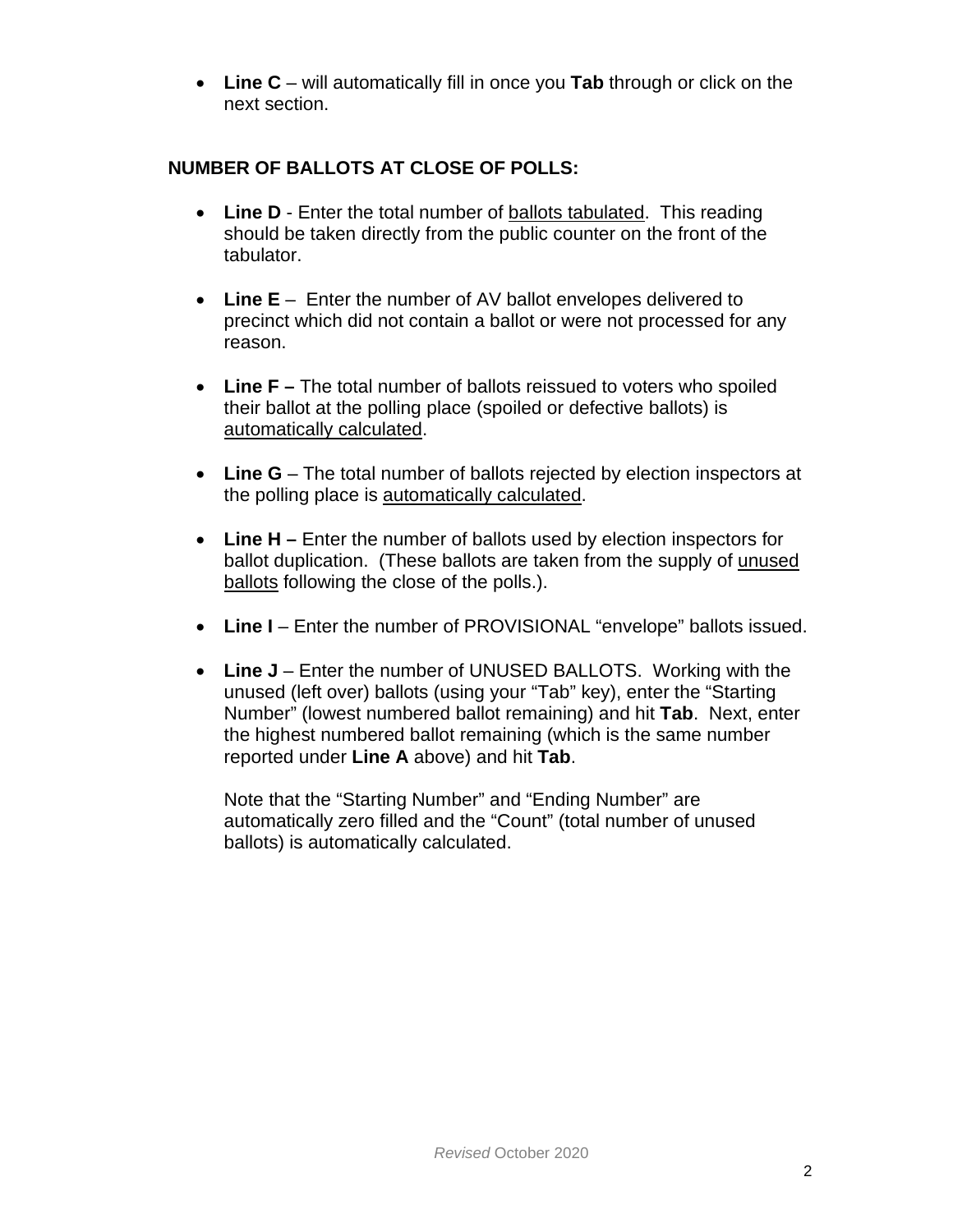- **Line C** – will automatically fill in once you **Tab** through or click on the next section.

**NUMBER OF BALLOTS AT CLOSE OF POLLS:**

- **Line D** - Enter the total number of ballots tabulated. This reading should be taken directly from the public counter on the front of the tabulator.

- **Line E** – Enter the number of AV ballot envelopes delivered to precinct which did not contain a ballot or were not processed for any reason.

- **Line F –** The total number of ballots reissued to voters who spoiled their ballot at the polling place (spoiled or defective ballots) is automatically calculated.

- **Line G** – The total number of ballots rejected by election inspectors at the polling place is automatically calculated.

- **Line H –** Enter the number of ballots used by election inspectors for ballot duplication. (These ballots are taken from the supply of unused ballots following the close of the polls.).

- **Line I** – Enter the number of PROVISIONAL "envelope" ballots issued.

- **Line J** – Enter the number of UNUSED BALLOTS. Working with the unused (left over) ballots (using your "Tab" key), enter the "Starting Number" (lowest numbered ballot remaining) and hit **Tab**. Next, enter the highest numbered ballot remaining (which is the same number reported under **Line A** above) and hit **Tab**.

  Note that the "Starting Number" and "Ending Number" are automatically zero filled and the "Count" (total number of unused ballots) is automatically calculated.

*Revised* October 2020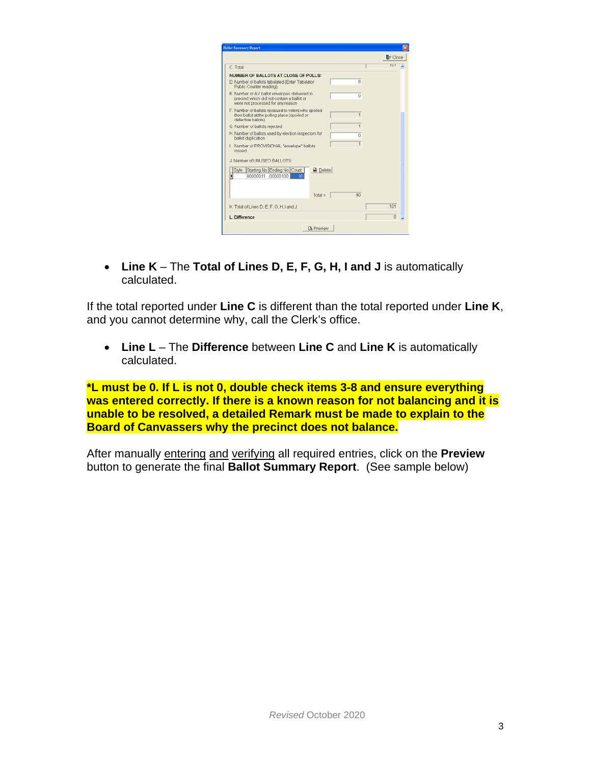- **Line K** – The **Total of Lines D, E, F, G, H, I and J** is automatically calculated.

If the total reported under **Line C** is different than the total reported under **Line K**, and you cannot determine why, call the Clerk's office.

- **Line L** – The **Difference** between **Line C** and **Line K** is automatically calculated.

**\*L must be 0. If L is not 0, double check items 3-8 and ensure everything was entered correctly. If there is a known reason for not balancing and it is unable to be resolved, a detailed Remark must be made to explain to the Board of Canvassers why the precinct does not balance.**

After manually entering and verifying all required entries, click on the **Preview** button to generate the final **Ballot Summary Report**. (See sample below)

*Revised* October 2020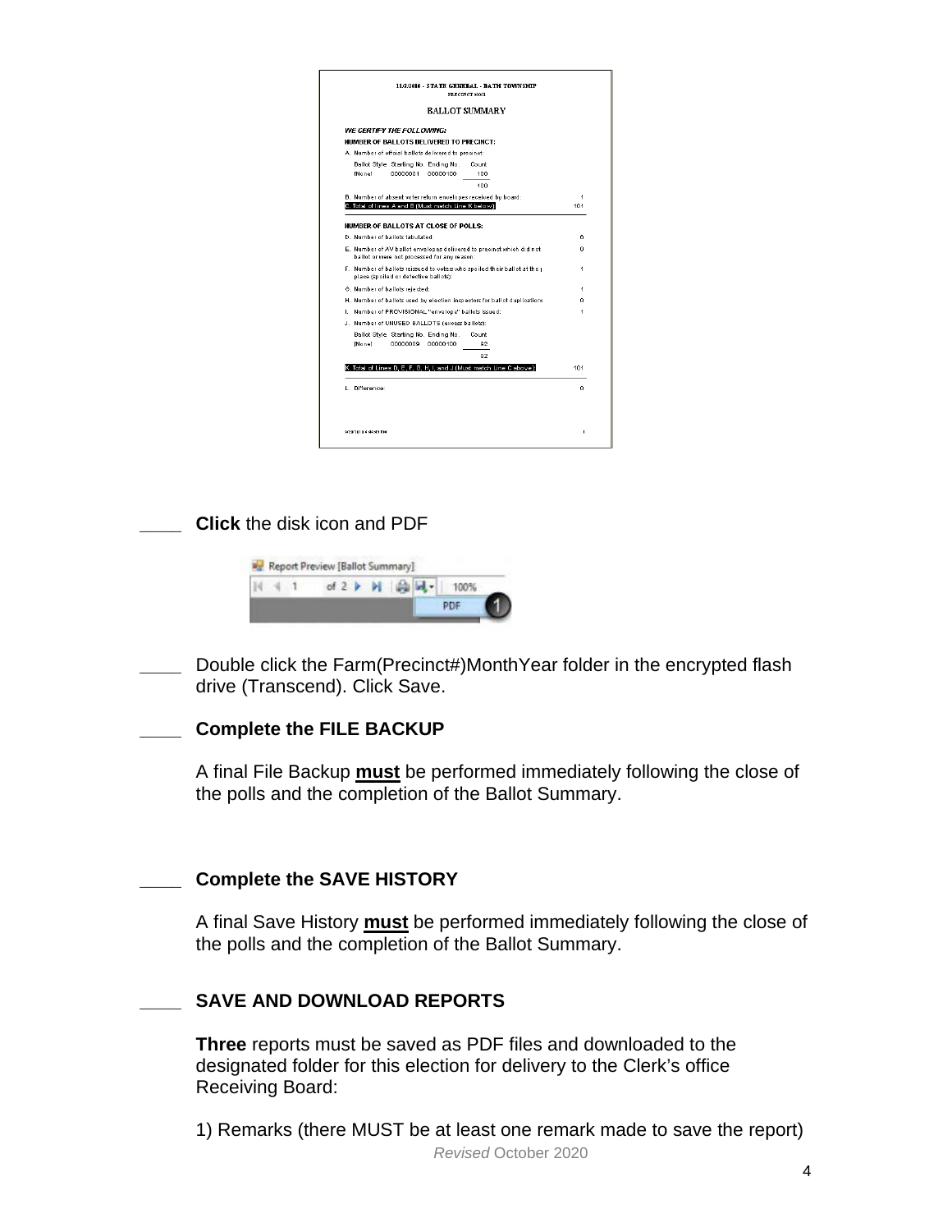____ **Click** the disk icon and PDF

____ Double click the Farm(Precinct#)MonthYear folder in the encrypted flash drive (Transcend). Click Save.

____ **Complete the FILE BACKUP**

A final File Backup **must** be performed immediately following the close of the polls and the completion of the Ballot Summary.

____ **Complete the SAVE HISTORY**

A final Save History **must** be performed immediately following the close of the polls and the completion of the Ballot Summary.

____ **SAVE AND DOWNLOAD REPORTS**

**Three** reports must be saved as PDF files and downloaded to the designated folder for this election for delivery to the Clerk's office Receiving Board:

1) Remarks (there MUST be at least one remark made to save the report)

*Revised* October 2020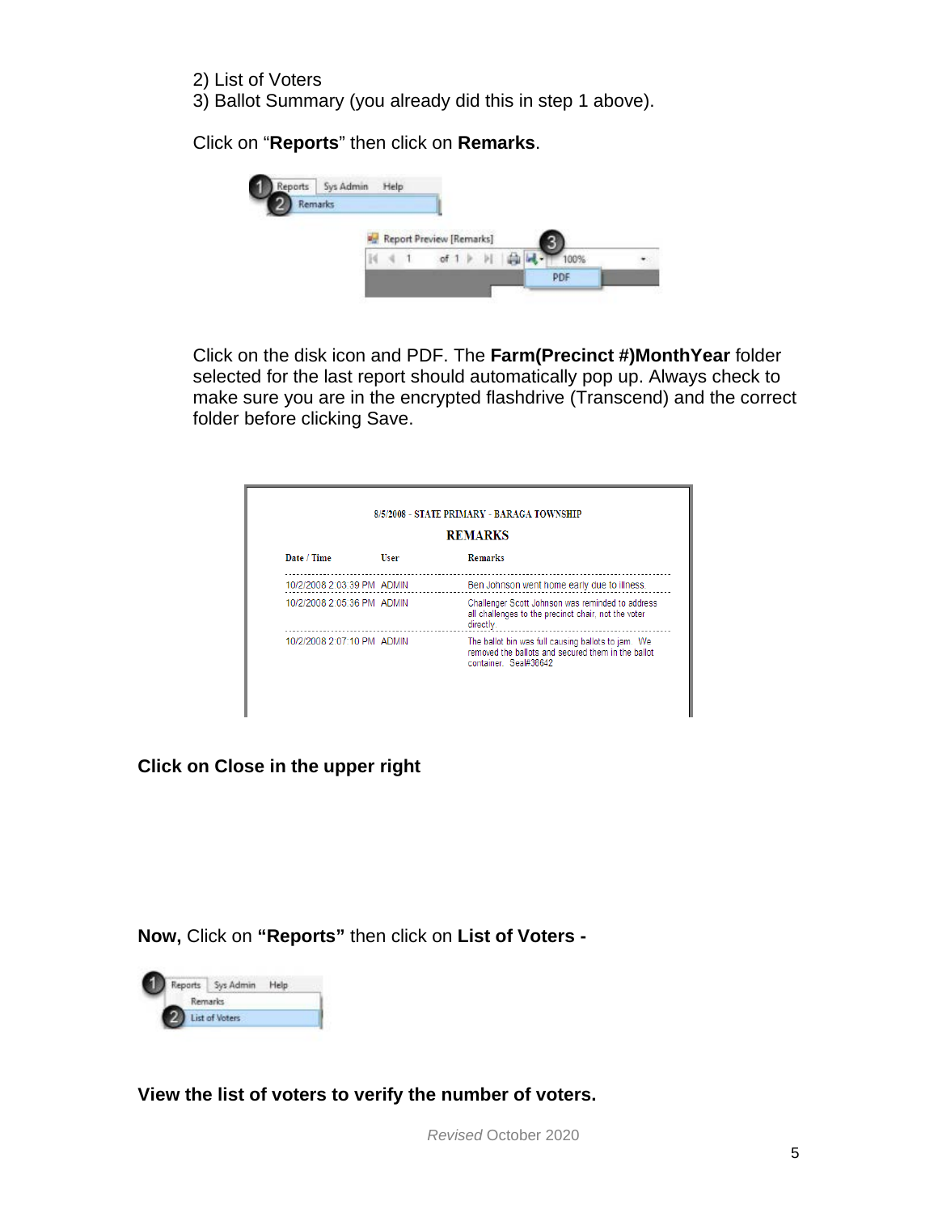2) List of Voters
3) Ballot Summary (you already did this in step 1 above).

Click on “**Reports**” then click on **Remarks**.

Click on the disk icon and PDF. The **Farm(Precinct #)MonthYear** folder selected for the last report should automatically pop up. Always check to make sure you are in the encrypted flashdrive (Transcend) and the correct folder before clicking Save.

**Click on Close in the upper right**

**Now,** Click on **“Reports”** then click on **List of Voters -**

**View the list of voters to verify the number of voters.**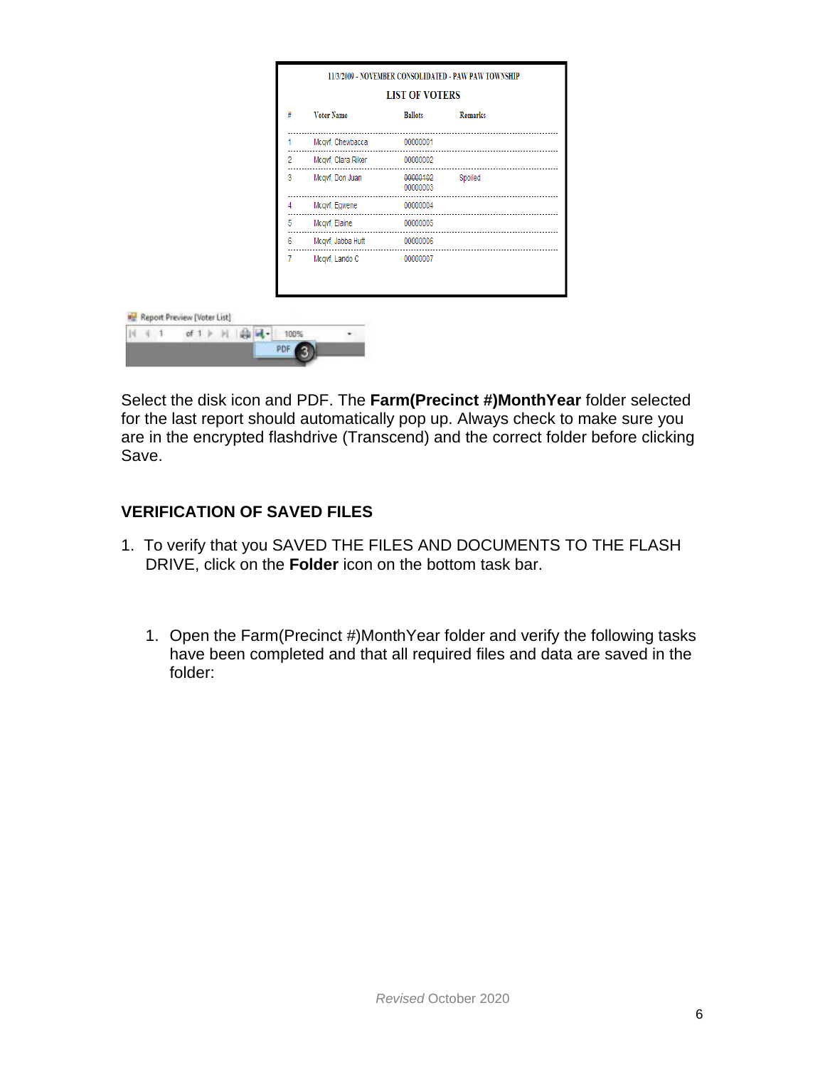11/3/2009 - NOVEMBER CONSOLIDATED - PAW PAW TOWNSHIP

LIST OF VOTERS

| # | Voter Name | Ballots | Remarks |
|---|---|---|---|
| 1 | Mcqvf, Chewbacca | 00000001 | |
| 2 | Mcqvf, Clara Riker | 00000002 | |
| 3 | Mcqvf, Don Juan | ~~00000102~~ 00000003 | Spoiled |
| 4 | Mcqvf, Egwene | 00000004 | |
| 5 | Mcqvf, Elaine | 00000005 | |
| 6 | Mcqvf, Jabba Hutt | 00000006 | |
| 7 | Mcqvf, Lando C | 00000007 | |

Report Preview [Voter List]

1 of 1 100%

PDF 3

Select the disk icon and PDF. The **Farm(Precinct #)MonthYear** folder selected for the last report should automatically pop up. Always check to make sure you are in the encrypted flashdrive (Transcend) and the correct folder before clicking Save.

## VERIFICATION OF SAVED FILES

1. To verify that you SAVED THE FILES AND DOCUMENTS TO THE FLASH DRIVE, click on the **Folder** icon on the bottom task bar.

   1. Open the Farm(Precinct #)MonthYear folder and verify the following tasks have been completed and that all required files and data are saved in the folder:

*Revised* October 2020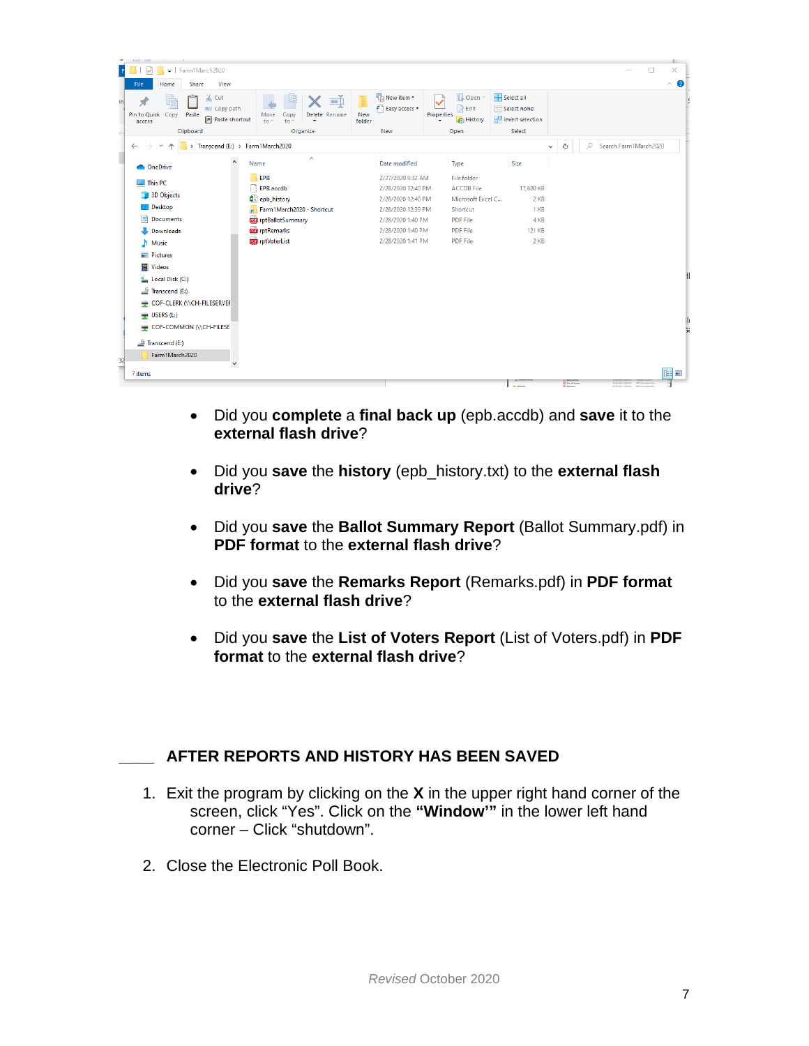- Did you **complete** a **final back up** (epb.accdb) and **save** it to the **external flash drive**?
- Did you **save** the **history** (epb_history.txt) to the **external flash drive**?
- Did you **save** the **Ballot Summary Report** (Ballot Summary.pdf) in **PDF format** to the **external flash drive**?
- Did you **save** the **Remarks Report** (Remarks.pdf) in **PDF format** to the **external flash drive**?
- Did you **save** the **List of Voters Report** (List of Voters.pdf) in **PDF format** to the **external flash drive**?

____ **AFTER REPORTS AND HISTORY HAS BEEN SAVED**

1. Exit the program by clicking on the **X** in the upper right hand corner of the screen, click “Yes”. Click on the **“Window’”** in the lower left hand corner – Click “shutdown”.
2. Close the Electronic Poll Book.

*Revised* October 2020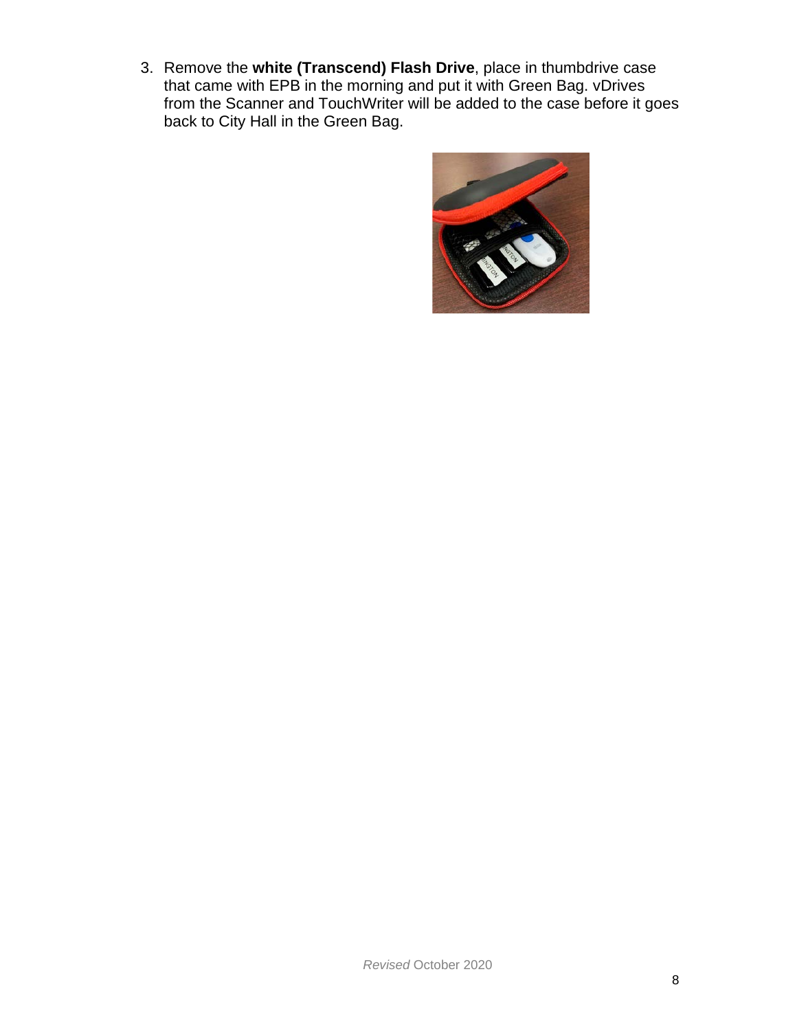3. Remove the **white (Transcend) Flash Drive**, place in thumbdrive case that came with EPB in the morning and put it with Green Bag. vDrives from the Scanner and TouchWriter will be added to the case before it goes back to City Hall in the Green Bag.

*Revised* October 2020